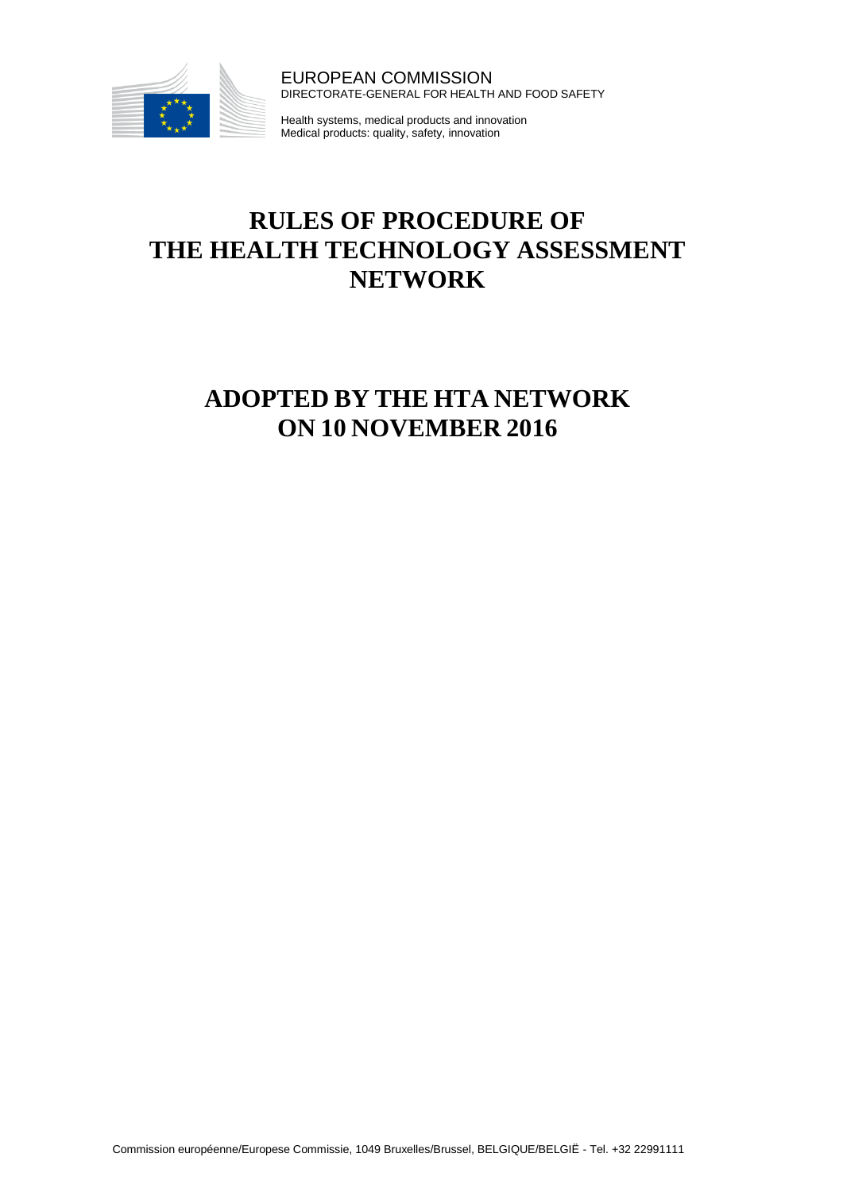EUROPEAN COMMISSION
DIRECTORATE-GENERAL FOR HEALTH AND FOOD SAFETY

Health systems, medical products and innovation
Medical products: quality, safety, innovation

# RULES OF PROCEDURE OF THE HEALTH TECHNOLOGY ASSESSMENT NETWORK

# ADOPTED BY THE HTA NETWORK ON 10 NOVEMBER 2016

Commission européenne/Europese Commissie, 1049 Bruxelles/Brussel, BELGIQUE/BELGIË - Tel. +32 22991111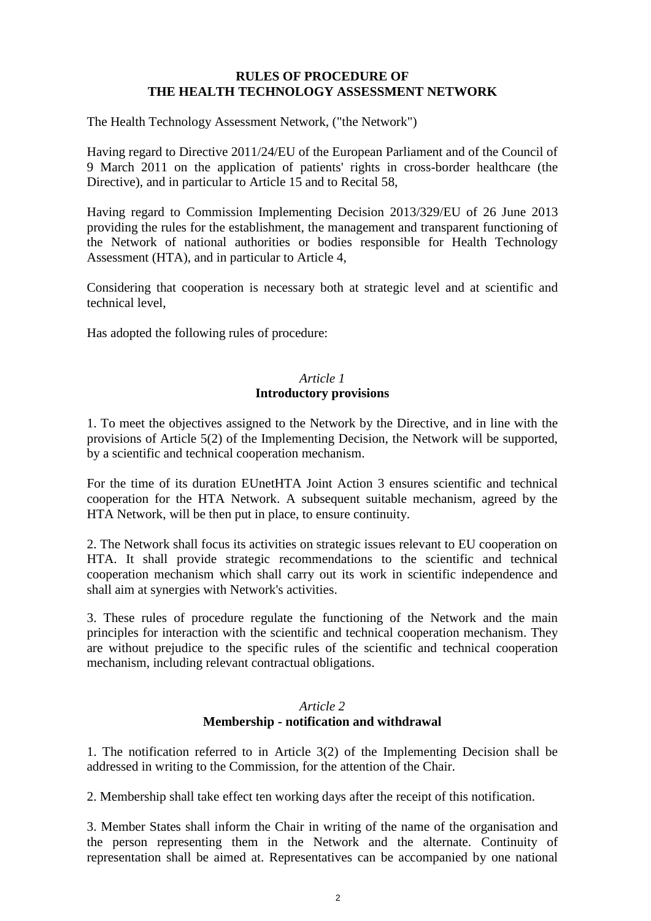# RULES OF PROCEDURE OF THE HEALTH TECHNOLOGY ASSESSMENT NETWORK

The Health Technology Assessment Network, ("the Network")

Having regard to Directive 2011/24/EU of the European Parliament and of the Council of 9 March 2011 on the application of patients' rights in cross-border healthcare (the Directive), and in particular to Article 15 and to Recital 58,

Having regard to Commission Implementing Decision 2013/329/EU of 26 June 2013 providing the rules for the establishment, the management and transparent functioning of the Network of national authorities or bodies responsible for Health Technology Assessment (HTA), and in particular to Article 4,

Considering that cooperation is necessary both at strategic level and at scientific and technical level,

Has adopted the following rules of procedure:

## *Article 1*
## Introductory provisions

1. To meet the objectives assigned to the Network by the Directive, and in line with the provisions of Article 5(2) of the Implementing Decision, the Network will be supported, by a scientific and technical cooperation mechanism.

For the time of its duration EUnetHTA Joint Action 3 ensures scientific and technical cooperation for the HTA Network. A subsequent suitable mechanism, agreed by the HTA Network, will be then put in place, to ensure continuity.

2. The Network shall focus its activities on strategic issues relevant to EU cooperation on HTA. It shall provide strategic recommendations to the scientific and technical cooperation mechanism which shall carry out its work in scientific independence and shall aim at synergies with Network's activities.

3. These rules of procedure regulate the functioning of the Network and the main principles for interaction with the scientific and technical cooperation mechanism. They are without prejudice to the specific rules of the scientific and technical cooperation mechanism, including relevant contractual obligations.

## *Article 2*
## Membership - notification and withdrawal

1. The notification referred to in Article 3(2) of the Implementing Decision shall be addressed in writing to the Commission, for the attention of the Chair.

2. Membership shall take effect ten working days after the receipt of this notification.

3. Member States shall inform the Chair in writing of the name of the organisation and the person representing them in the Network and the alternate. Continuity of representation shall be aimed at. Representatives can be accompanied by one national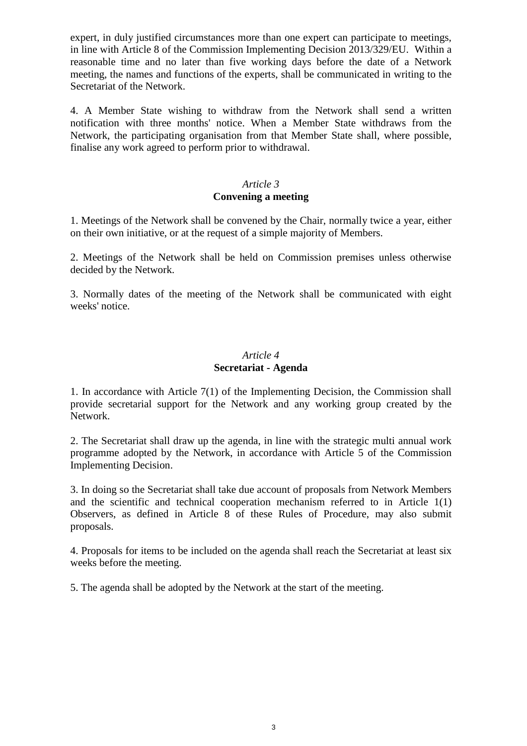expert, in duly justified circumstances more than one expert can participate to meetings, in line with Article 8 of the Commission Implementing Decision 2013/329/EU. Within a reasonable time and no later than five working days before the date of a Network meeting, the names and functions of the experts, shall be communicated in writing to the Secretariat of the Network.

4. A Member State wishing to withdraw from the Network shall send a written notification with three months' notice. When a Member State withdraws from the Network, the participating organisation from that Member State shall, where possible, finalise any work agreed to perform prior to withdrawal.

## *Article 3*
## **Convening a meeting**

1. Meetings of the Network shall be convened by the Chair, normally twice a year, either on their own initiative, or at the request of a simple majority of Members.

2. Meetings of the Network shall be held on Commission premises unless otherwise decided by the Network.

3. Normally dates of the meeting of the Network shall be communicated with eight weeks' notice.

## *Article 4*
## **Secretariat - Agenda**

1. In accordance with Article 7(1) of the Implementing Decision, the Commission shall provide secretarial support for the Network and any working group created by the Network.

2. The Secretariat shall draw up the agenda, in line with the strategic multi annual work programme adopted by the Network, in accordance with Article 5 of the Commission Implementing Decision.

3. In doing so the Secretariat shall take due account of proposals from Network Members and the scientific and technical cooperation mechanism referred to in Article 1(1) Observers, as defined in Article 8 of these Rules of Procedure, may also submit proposals.

4. Proposals for items to be included on the agenda shall reach the Secretariat at least six weeks before the meeting.

5. The agenda shall be adopted by the Network at the start of the meeting.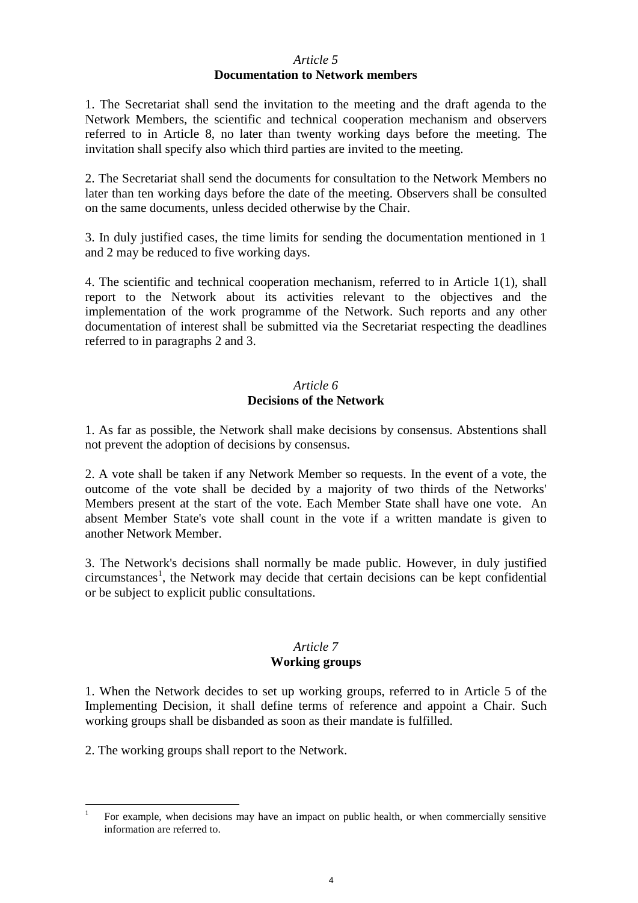*Article 5*
**Documentation to Network members**

1. The Secretariat shall send the invitation to the meeting and the draft agenda to the Network Members, the scientific and technical cooperation mechanism and observers referred to in Article 8, no later than twenty working days before the meeting. The invitation shall specify also which third parties are invited to the meeting.

2. The Secretariat shall send the documents for consultation to the Network Members no later than ten working days before the date of the meeting. Observers shall be consulted on the same documents, unless decided otherwise by the Chair.

3. In duly justified cases, the time limits for sending the documentation mentioned in 1 and 2 may be reduced to five working days.

4. The scientific and technical cooperation mechanism, referred to in Article 1(1), shall report to the Network about its activities relevant to the objectives and the implementation of the work programme of the Network. Such reports and any other documentation of interest shall be submitted via the Secretariat respecting the deadlines referred to in paragraphs 2 and 3.

*Article 6*
**Decisions of the Network**

1. As far as possible, the Network shall make decisions by consensus. Abstentions shall not prevent the adoption of decisions by consensus.

2. A vote shall be taken if any Network Member so requests. In the event of a vote, the outcome of the vote shall be decided by a majority of two thirds of the Networks' Members present at the start of the vote. Each Member State shall have one vote. An absent Member State's vote shall count in the vote if a written mandate is given to another Network Member.

3. The Network's decisions shall normally be made public. However, in duly justified circumstances[1], the Network may decide that certain decisions can be kept confidential or be subject to explicit public consultations.

*Article 7*
**Working groups**

1. When the Network decides to set up working groups, referred to in Article 5 of the Implementing Decision, it shall define terms of reference and appoint a Chair. Such working groups shall be disbanded as soon as their mandate is fulfilled.

2. The working groups shall report to the Network.

[1] For example, when decisions may have an impact on public health, or when commercially sensitive information are referred to.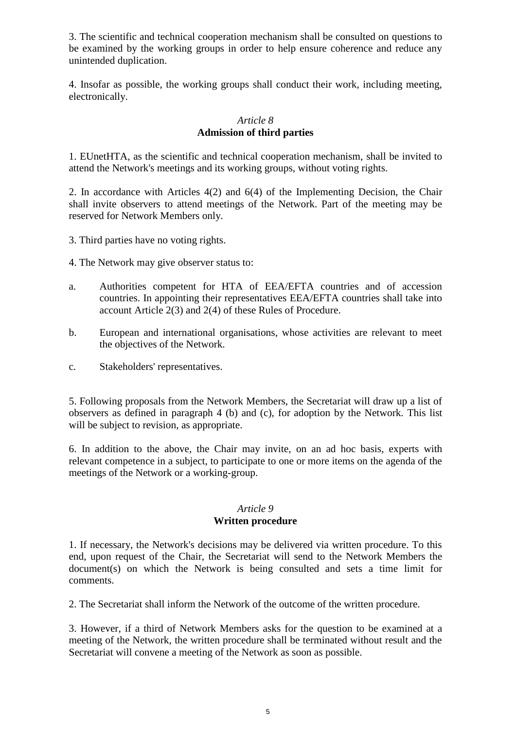3. The scientific and technical cooperation mechanism shall be consulted on questions to be examined by the working groups in order to help ensure coherence and reduce any unintended duplication.

4. Insofar as possible, the working groups shall conduct their work, including meeting, electronically.

### *Article 8*
### **Admission of third parties**

1. EUnetHTA, as the scientific and technical cooperation mechanism, shall be invited to attend the Network's meetings and its working groups, without voting rights.

2. In accordance with Articles 4(2) and 6(4) of the Implementing Decision, the Chair shall invite observers to attend meetings of the Network. Part of the meeting may be reserved for Network Members only.

3. Third parties have no voting rights.

4. The Network may give observer status to:

a. Authorities competent for HTA of EEA/EFTA countries and of accession countries. In appointing their representatives EEA/EFTA countries shall take into account Article 2(3) and 2(4) of these Rules of Procedure.

b. European and international organisations, whose activities are relevant to meet the objectives of the Network.

c. Stakeholders' representatives.

5. Following proposals from the Network Members, the Secretariat will draw up a list of observers as defined in paragraph 4 (b) and (c), for adoption by the Network. This list will be subject to revision, as appropriate.

6. In addition to the above, the Chair may invite, on an ad hoc basis, experts with relevant competence in a subject, to participate to one or more items on the agenda of the meetings of the Network or a working-group.

### *Article 9*
### **Written procedure**

1. If necessary, the Network's decisions may be delivered via written procedure. To this end, upon request of the Chair, the Secretariat will send to the Network Members the document(s) on which the Network is being consulted and sets a time limit for comments.

2. The Secretariat shall inform the Network of the outcome of the written procedure.

3. However, if a third of Network Members asks for the question to be examined at a meeting of the Network, the written procedure shall be terminated without result and the Secretariat will convene a meeting of the Network as soon as possible.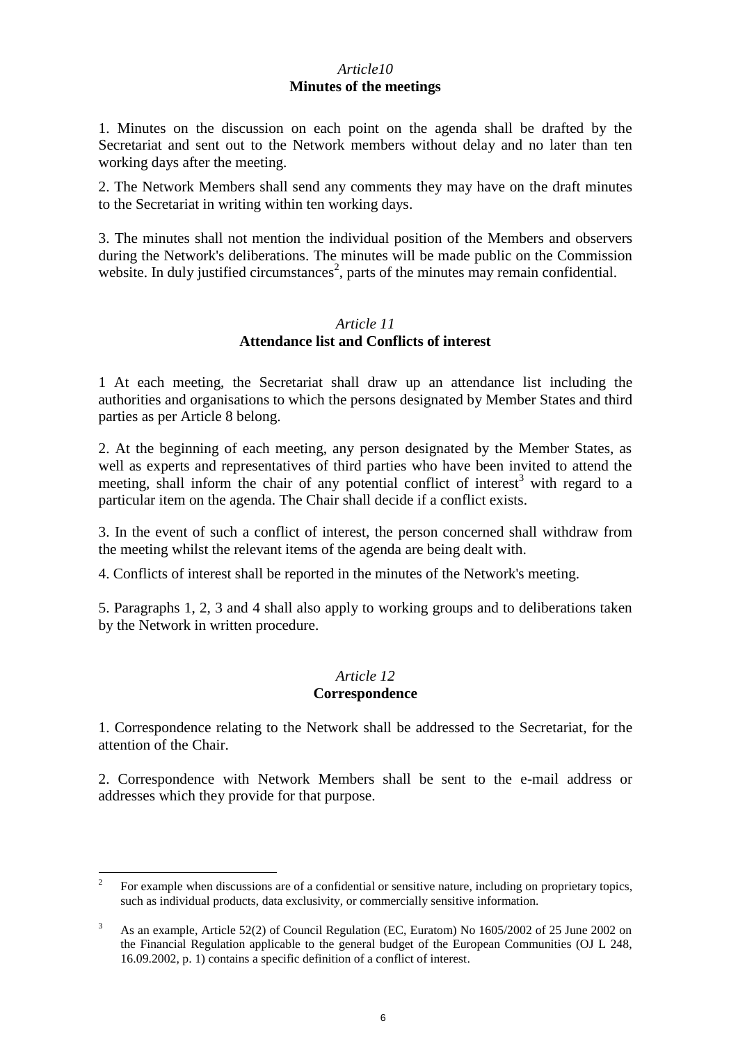*Article10*
**Minutes of the meetings**

1. Minutes on the discussion on each point on the agenda shall be drafted by the Secretariat and sent out to the Network members without delay and no later than ten working days after the meeting.

2. The Network Members shall send any comments they may have on the draft minutes to the Secretariat in writing within ten working days.

3. The minutes shall not mention the individual position of the Members and observers during the Network's deliberations. The minutes will be made public on the Commission website. In duly justified circumstances[2], parts of the minutes may remain confidential.

*Article 11*
**Attendance list and Conflicts of interest**

1 At each meeting, the Secretariat shall draw up an attendance list including the authorities and organisations to which the persons designated by Member States and third parties as per Article 8 belong.

2. At the beginning of each meeting, any person designated by the Member States, as well as experts and representatives of third parties who have been invited to attend the meeting, shall inform the chair of any potential conflict of interest[3] with regard to a particular item on the agenda. The Chair shall decide if a conflict exists.

3. In the event of such a conflict of interest, the person concerned shall withdraw from the meeting whilst the relevant items of the agenda are being dealt with.

4. Conflicts of interest shall be reported in the minutes of the Network's meeting.

5. Paragraphs 1, 2, 3 and 4 shall also apply to working groups and to deliberations taken by the Network in written procedure.

*Article 12*
**Correspondence**

1. Correspondence relating to the Network shall be addressed to the Secretariat, for the attention of the Chair.

2. Correspondence with Network Members shall be sent to the e-mail address or addresses which they provide for that purpose.

---

[2] For example when discussions are of a confidential or sensitive nature, including on proprietary topics, such as individual products, data exclusivity, or commercially sensitive information.

[3] As an example, Article 52(2) of Council Regulation (EC, Euratom) No 1605/2002 of 25 June 2002 on the Financial Regulation applicable to the general budget of the European Communities (OJ L 248, 16.09.2002, p. 1) contains a specific definition of a conflict of interest.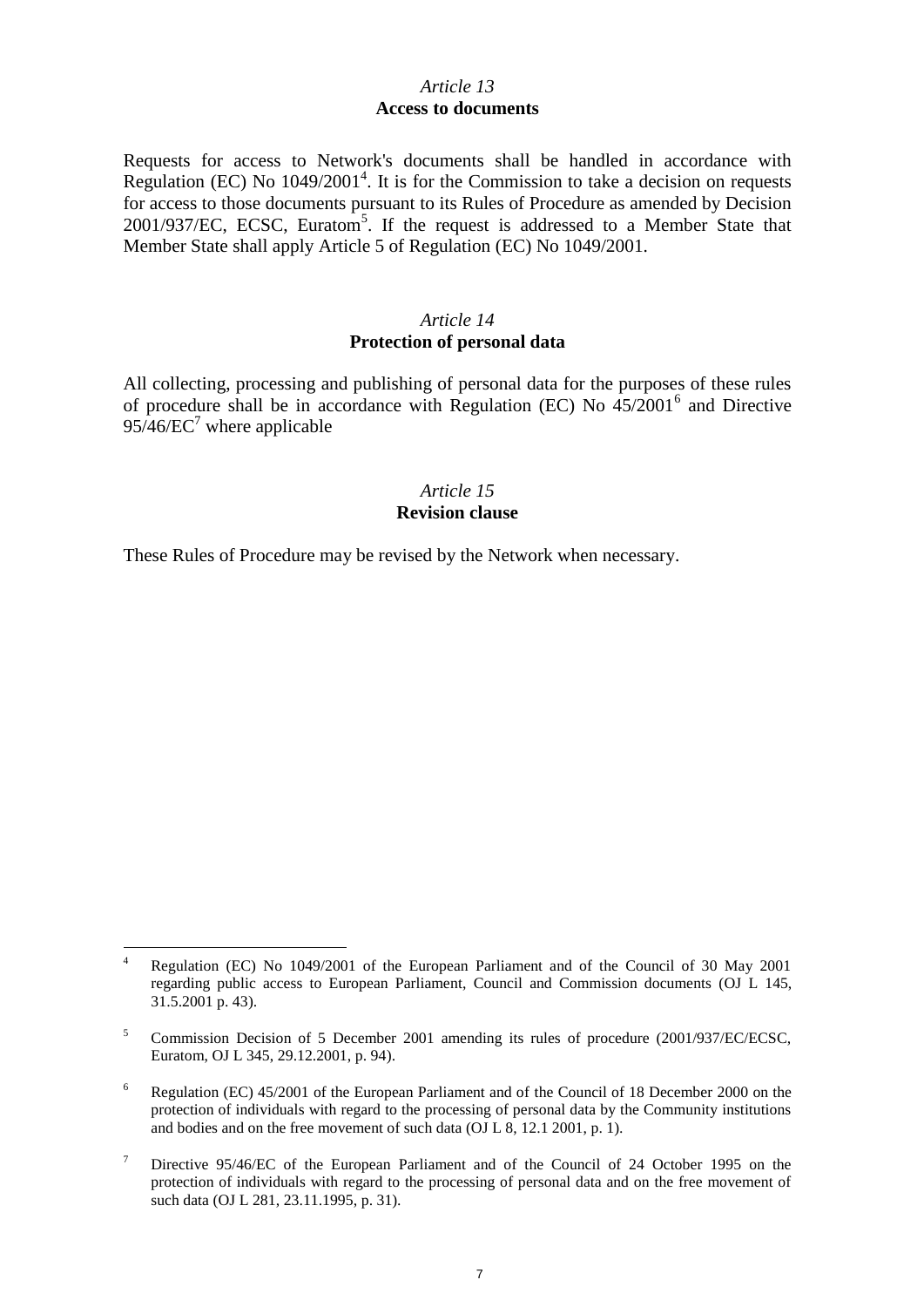*Article 13*
**Access to documents**

Requests for access to Network's documents shall be handled in accordance with Regulation (EC) No 1049/2001[4]. It is for the Commission to take a decision on requests for access to those documents pursuant to its Rules of Procedure as amended by Decision 2001/937/EC, ECSC, Euratom[5]. If the request is addressed to a Member State that Member State shall apply Article 5 of Regulation (EC) No 1049/2001.

*Article 14*
**Protection of personal data**

All collecting, processing and publishing of personal data for the purposes of these rules of procedure shall be in accordance with Regulation (EC) No 45/2001[6] and Directive 95/46/EC[7] where applicable

*Article 15*
**Revision clause**

These Rules of Procedure may be revised by the Network when necessary.

---

[4] Regulation (EC) No 1049/2001 of the European Parliament and of the Council of 30 May 2001 regarding public access to European Parliament, Council and Commission documents (OJ L 145, 31.5.2001 p. 43).

[5] Commission Decision of 5 December 2001 amending its rules of procedure (2001/937/EC/ECSC, Euratom, OJ L 345, 29.12.2001, p. 94).

[6] Regulation (EC) 45/2001 of the European Parliament and of the Council of 18 December 2000 on the protection of individuals with regard to the processing of personal data by the Community institutions and bodies and on the free movement of such data (OJ L 8, 12.1 2001, p. 1).

[7] Directive 95/46/EC of the European Parliament and of the Council of 24 October 1995 on the protection of individuals with regard to the processing of personal data and on the free movement of such data (OJ L 281, 23.11.1995, p. 31).